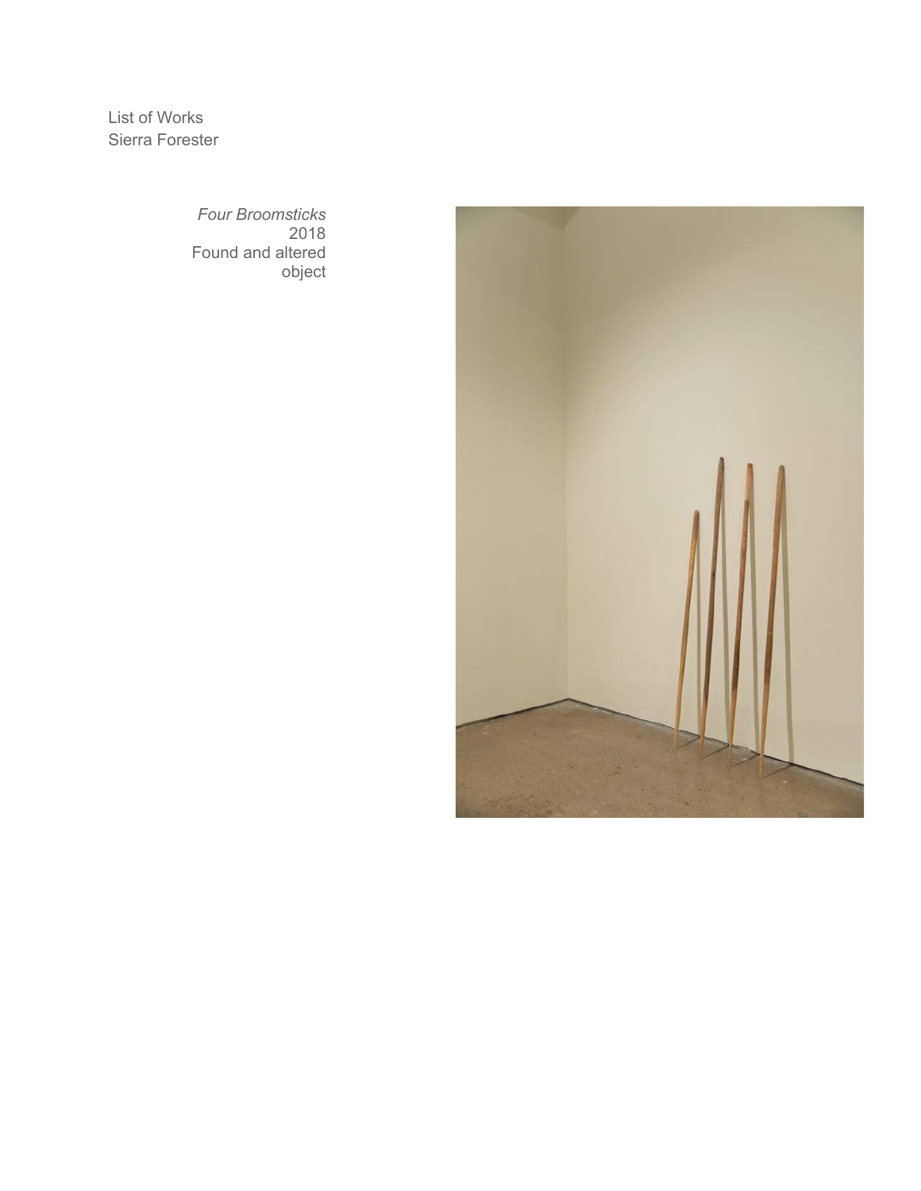List of Works
Sierra Forester

*Four Broomsticks*
2018
Found and altered object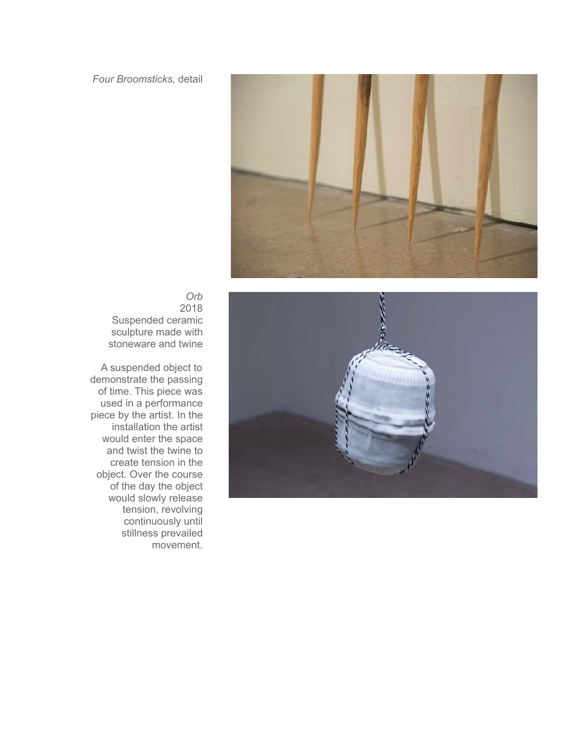*Four Broomsticks,* detail

*Orb*
2018
Suspended ceramic sculpture made with stoneware and twine

A suspended object to demonstrate the passing of time. This piece was used in a performance piece by the artist. In the installation the artist would enter the space and twist the twine to create tension in the object. Over the course of the day the object would slowly release tension, revolving continuously until stillness prevailed movement.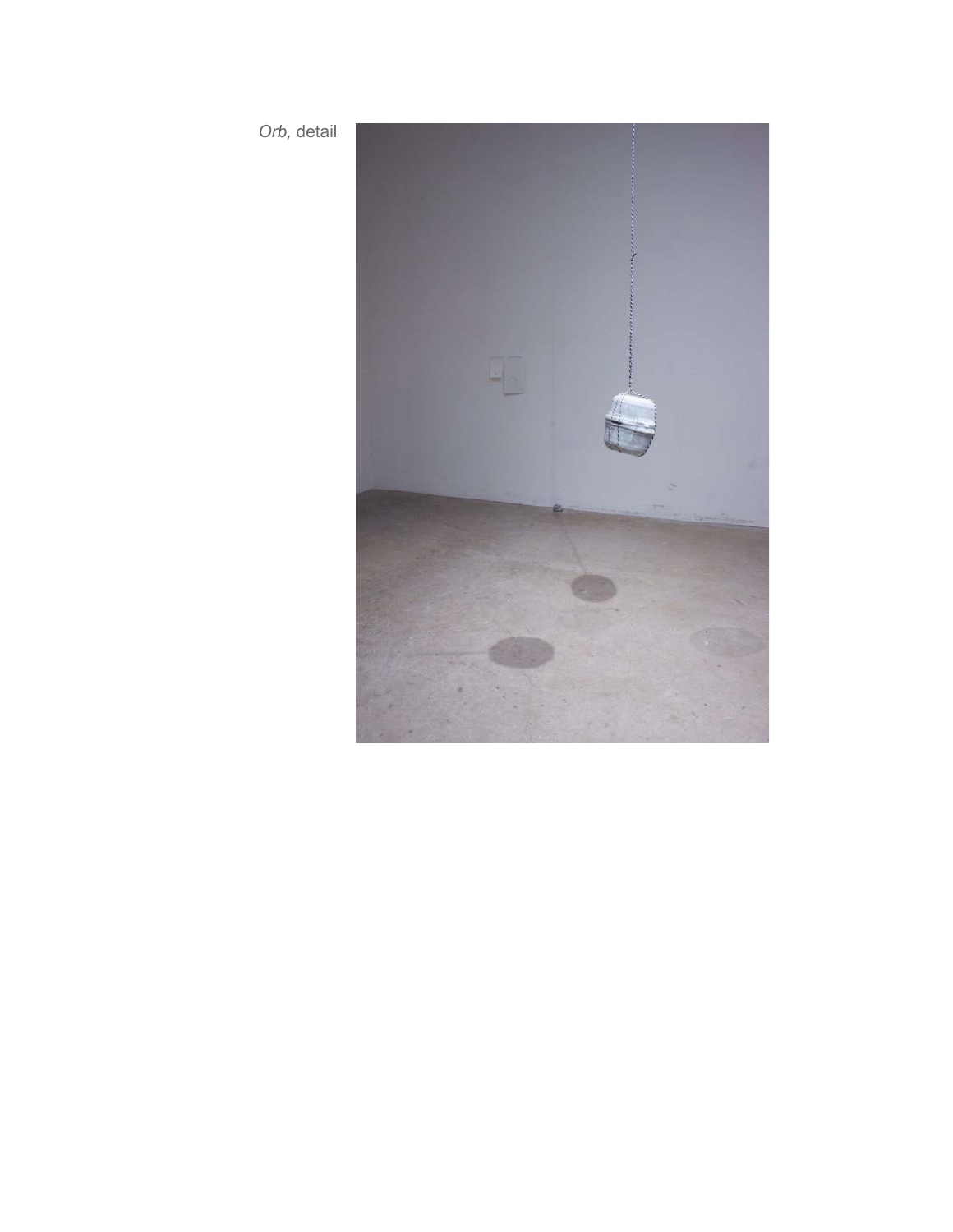*Orb,* detail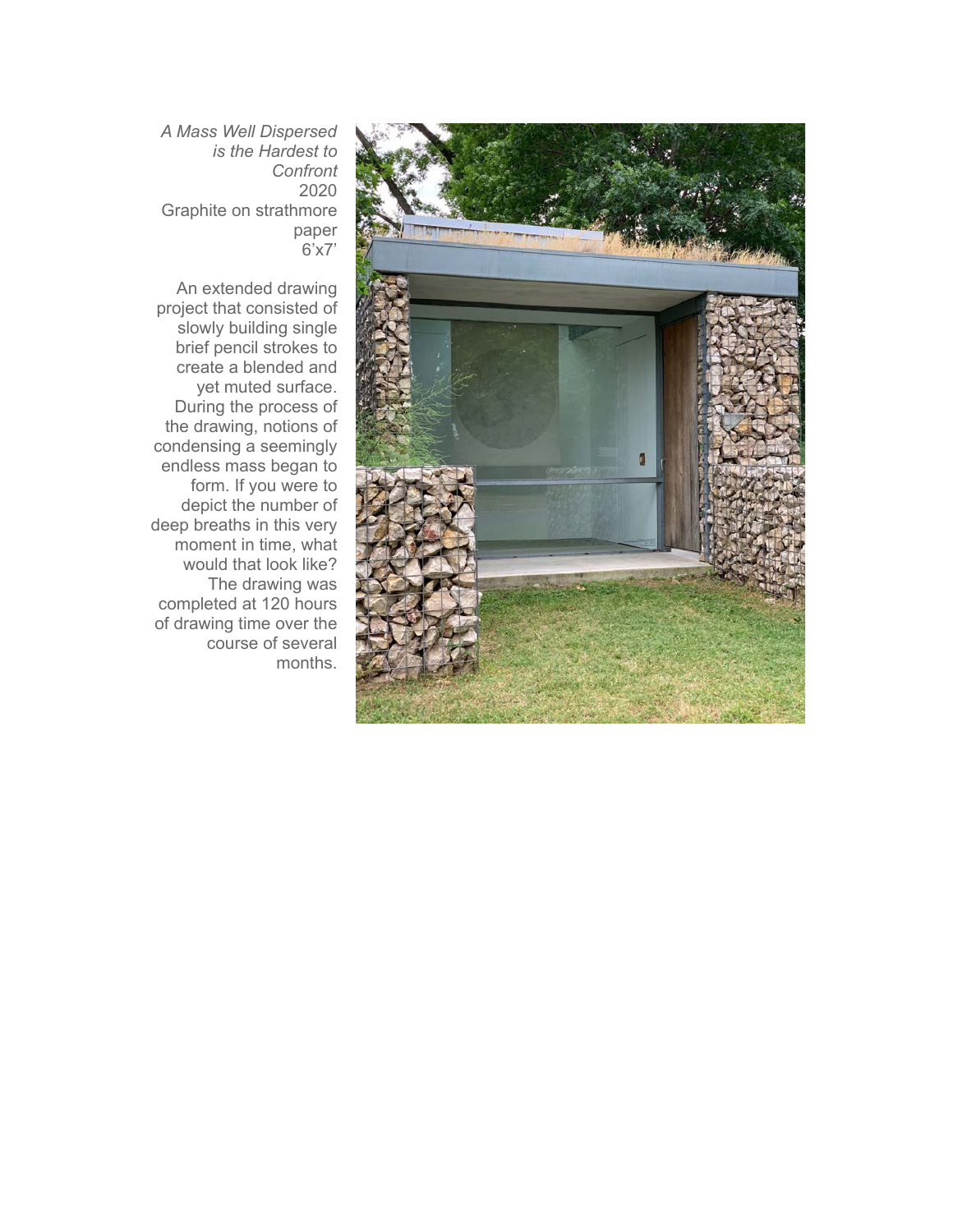*A Mass Well Dispersed is the Hardest to Confront*
2020
Graphite on strathmore paper
6'x7'

An extended drawing project that consisted of slowly building single brief pencil strokes to create a blended and yet muted surface. During the process of the drawing, notions of condensing a seemingly endless mass began to form. If you were to depict the number of deep breaths in this very moment in time, what would that look like? The drawing was completed at 120 hours of drawing time over the course of several months.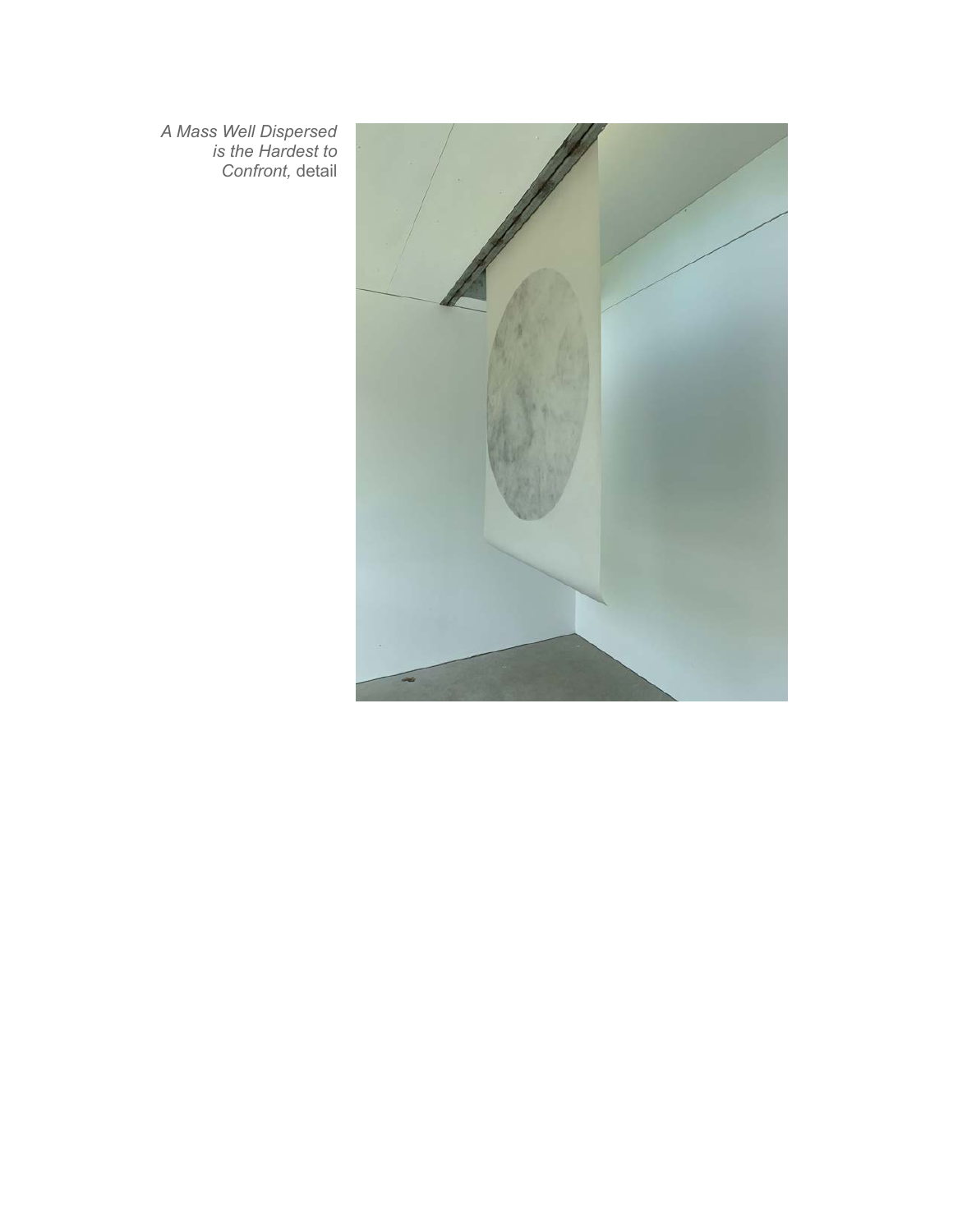*A Mass Well Dispersed is the Hardest to Confront,* detail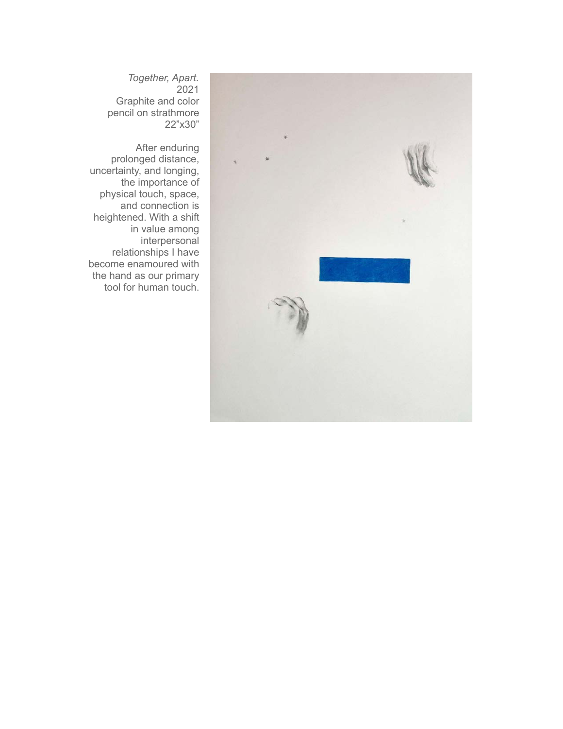*Together, Apart.*
2021
Graphite and color pencil on strathmore
22"x30"

After enduring prolonged distance, uncertainty, and longing, the importance of physical touch, space, and connection is heightened. With a shift in value among interpersonal relationships I have become enamoured with the hand as our primary tool for human touch.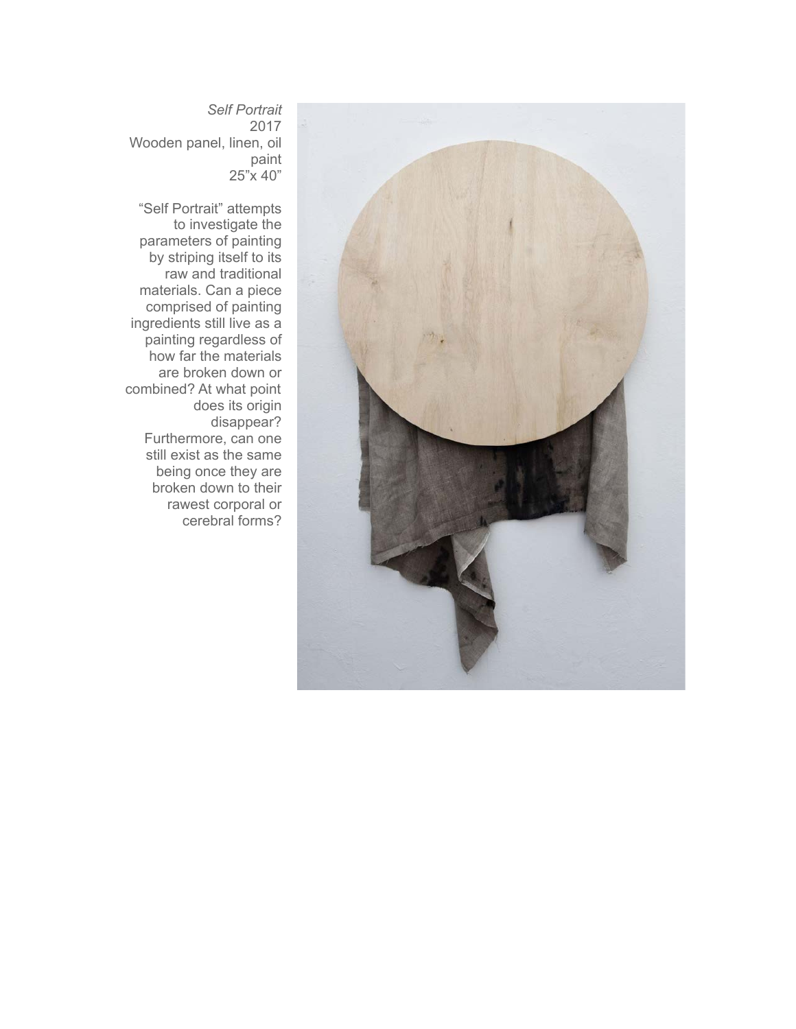*Self Portrait*
2017
Wooden panel, linen, oil paint
25"x 40"

"Self Portrait" attempts to investigate the parameters of painting by striping itself to its raw and traditional materials. Can a piece comprised of painting ingredients still live as a painting regardless of how far the materials are broken down or combined? At what point does its origin disappear? Furthermore, can one still exist as the same being once they are broken down to their rawest corporal or cerebral forms?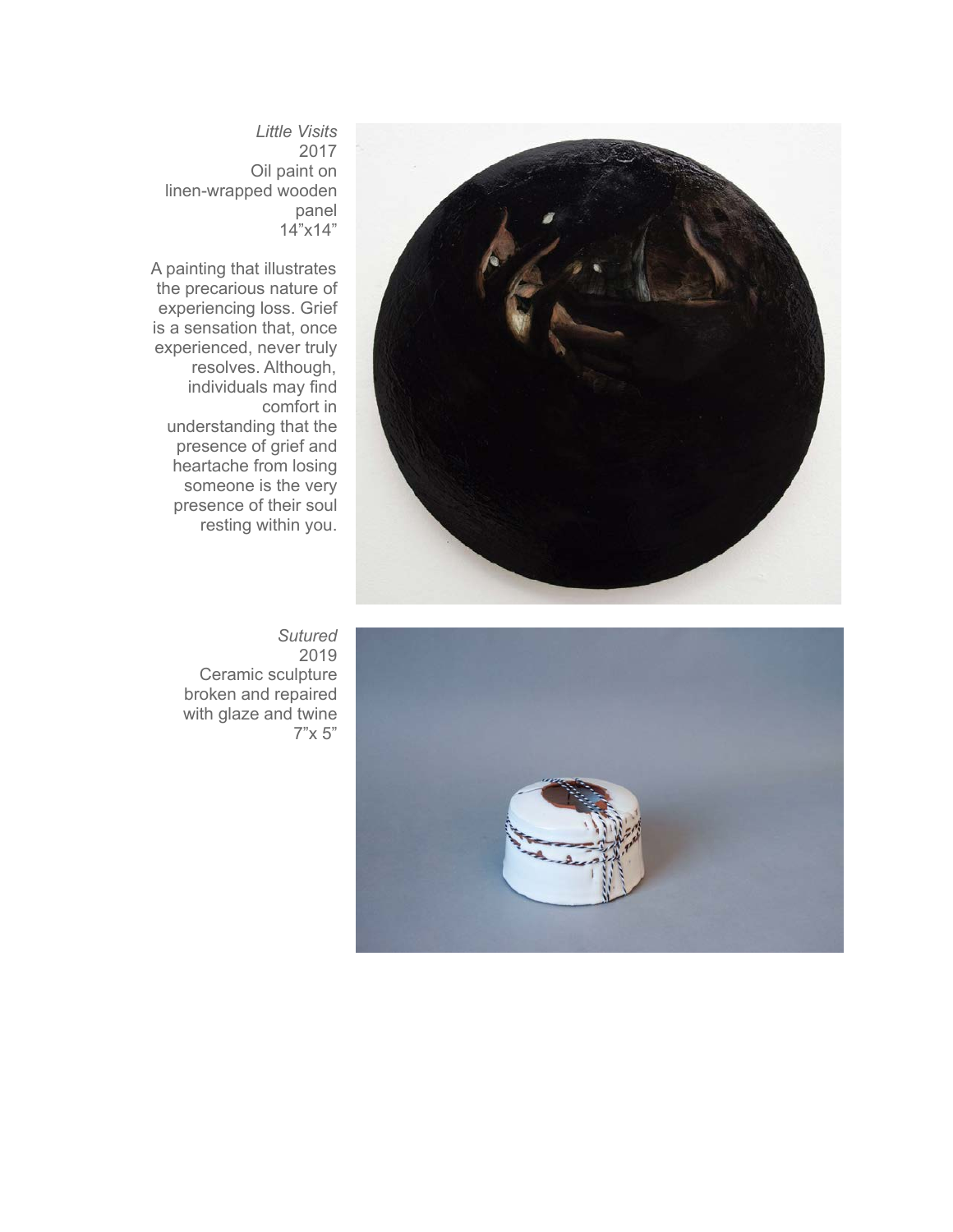*Little Visits*
2017
Oil paint on linen-wrapped wooden panel
14”x14”

A painting that illustrates the precarious nature of experiencing loss. Grief is a sensation that, once experienced, never truly resolves. Although, individuals may find comfort in understanding that the presence of grief and heartache from losing someone is the very presence of their soul resting within you.

*Sutured*
2019
Ceramic sculpture broken and repaired with glaze and twine
7”x 5”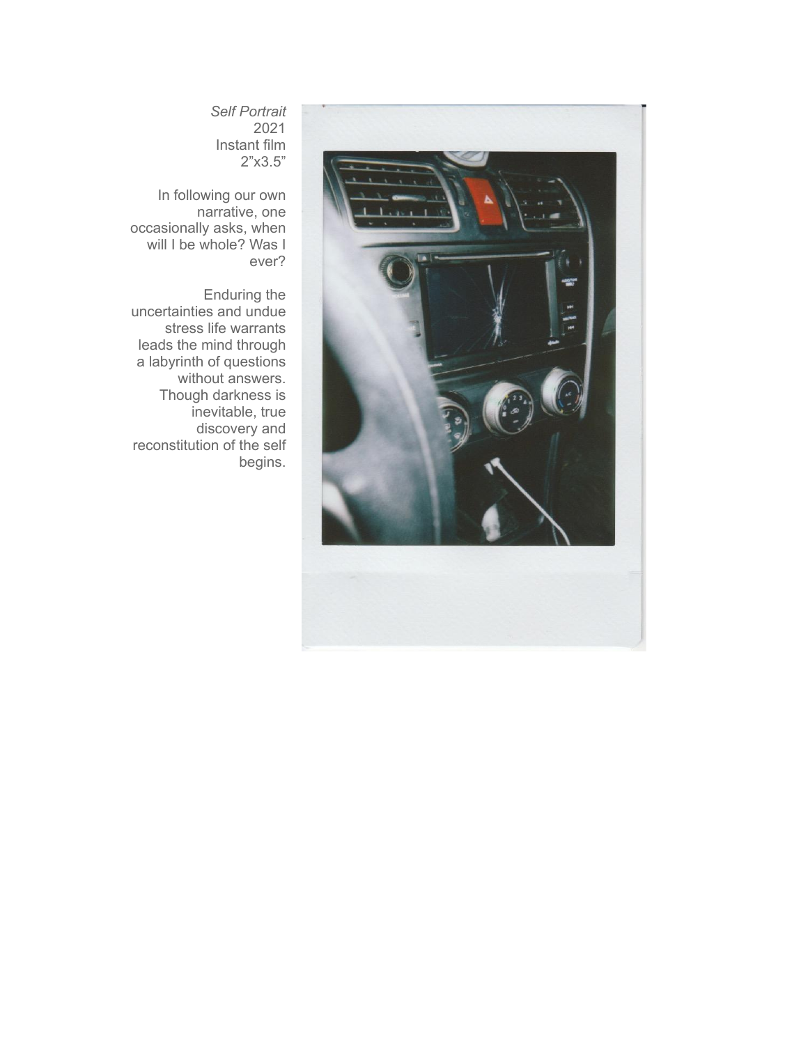*Self Portrait*
2021
Instant film
2”x3.5”

In following our own narrative, one occasionally asks, when will I be whole? Was I ever?

Enduring the uncertainties and undue stress life warrants leads the mind through a labyrinth of questions without answers. Though darkness is inevitable, true discovery and reconstitution of the self begins.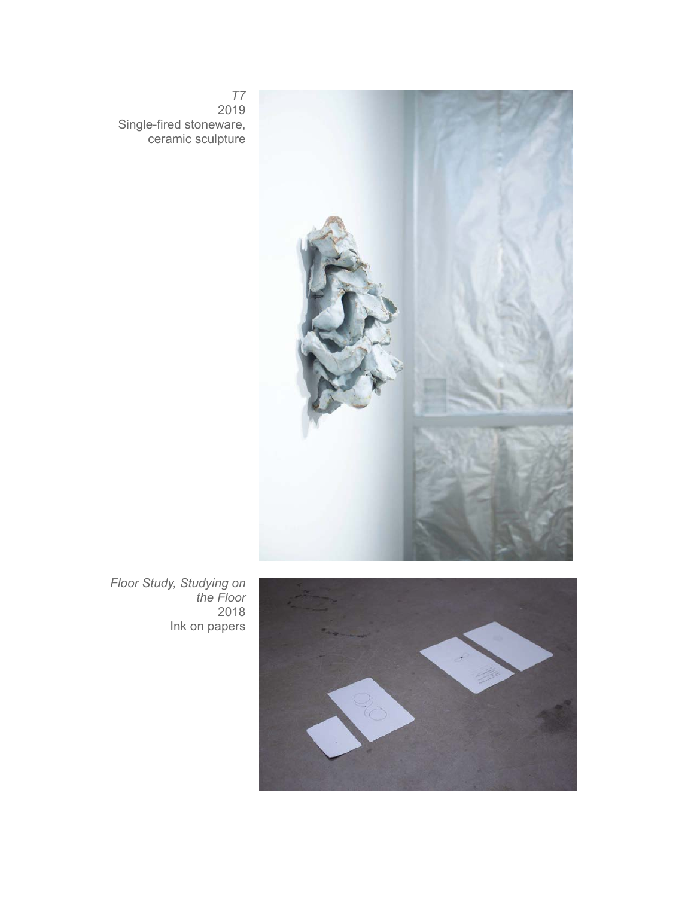*T7*
2019
Single-fired stoneware, ceramic sculpture

*Floor Study, Studying on the Floor*
2018
Ink on papers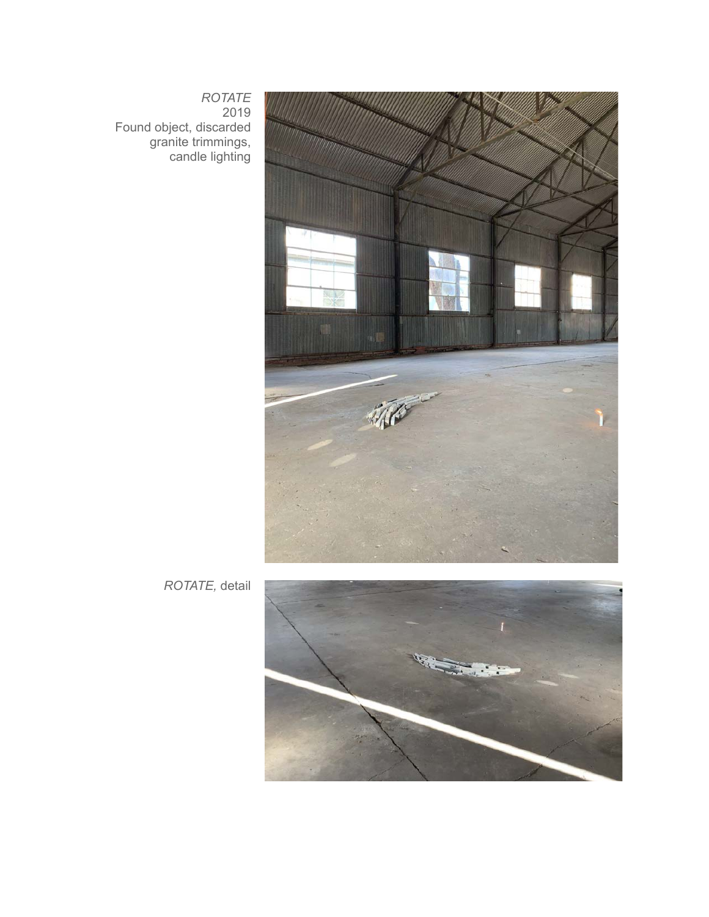*ROTATE*
2019
Found object, discarded granite trimmings, candle lighting

*ROTATE,* detail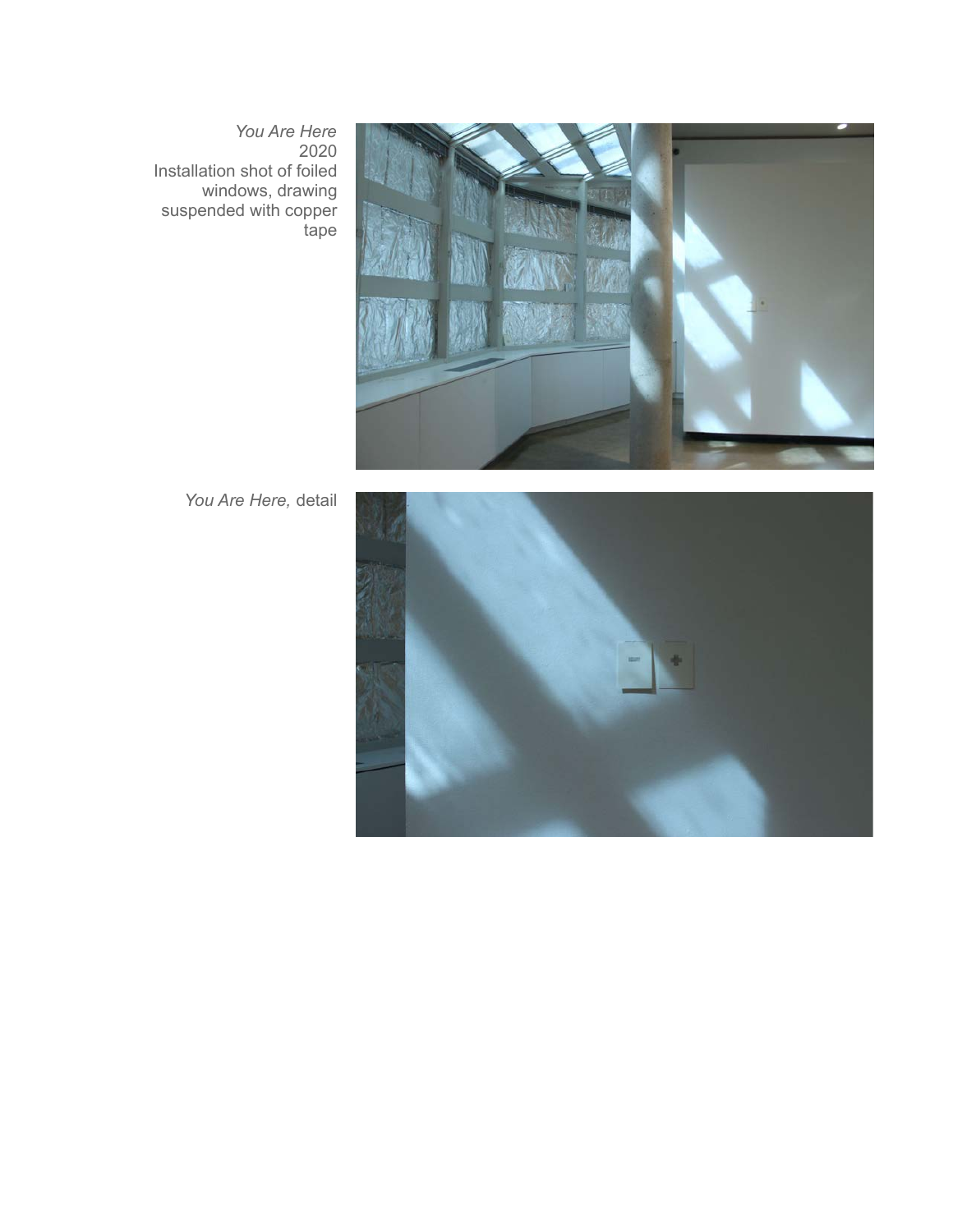*You Are Here*
2020
Installation shot of foiled windows, drawing suspended with copper tape

*You Are Here,* detail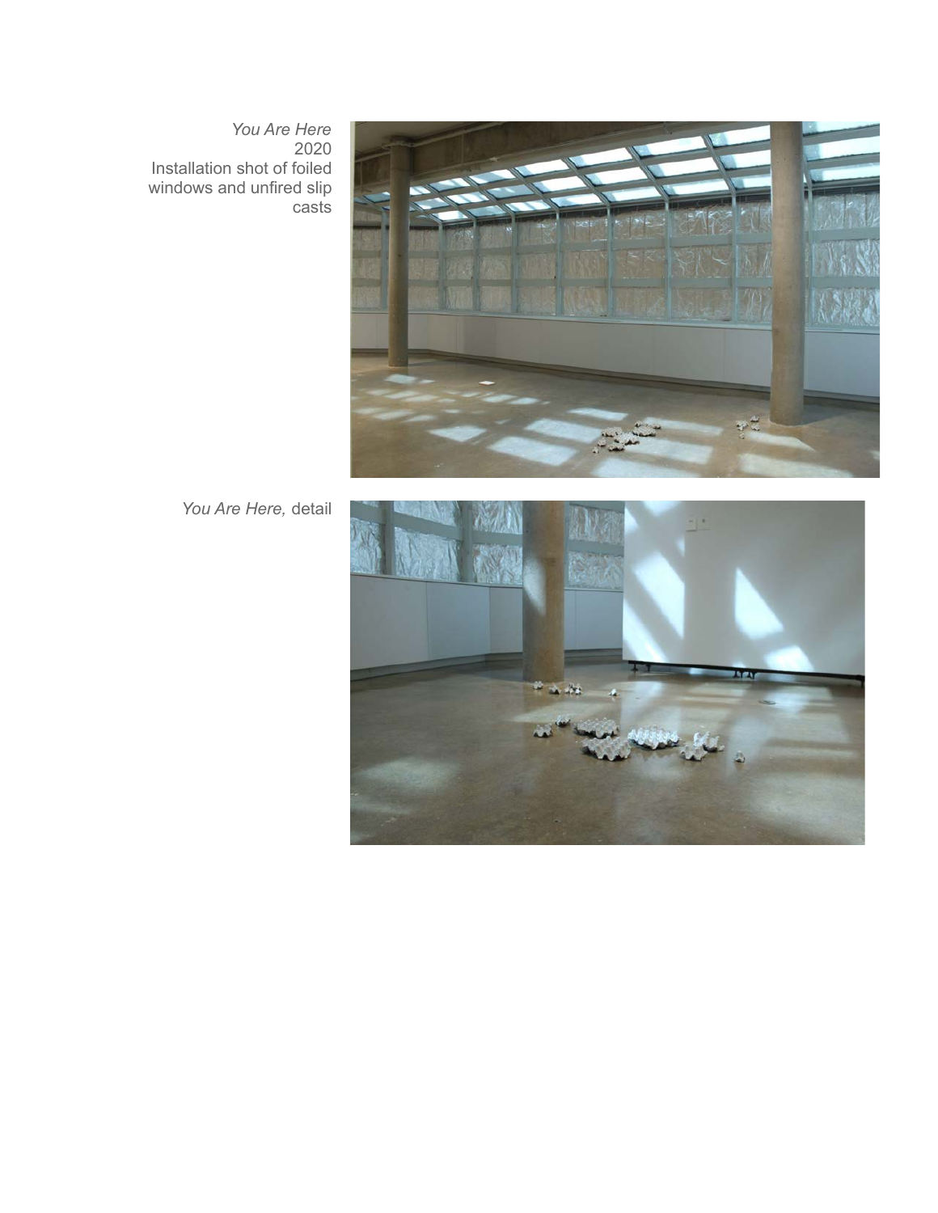*You Are Here*
2020
Installation shot of foiled windows and unfired slip casts

*You Are Here,* detail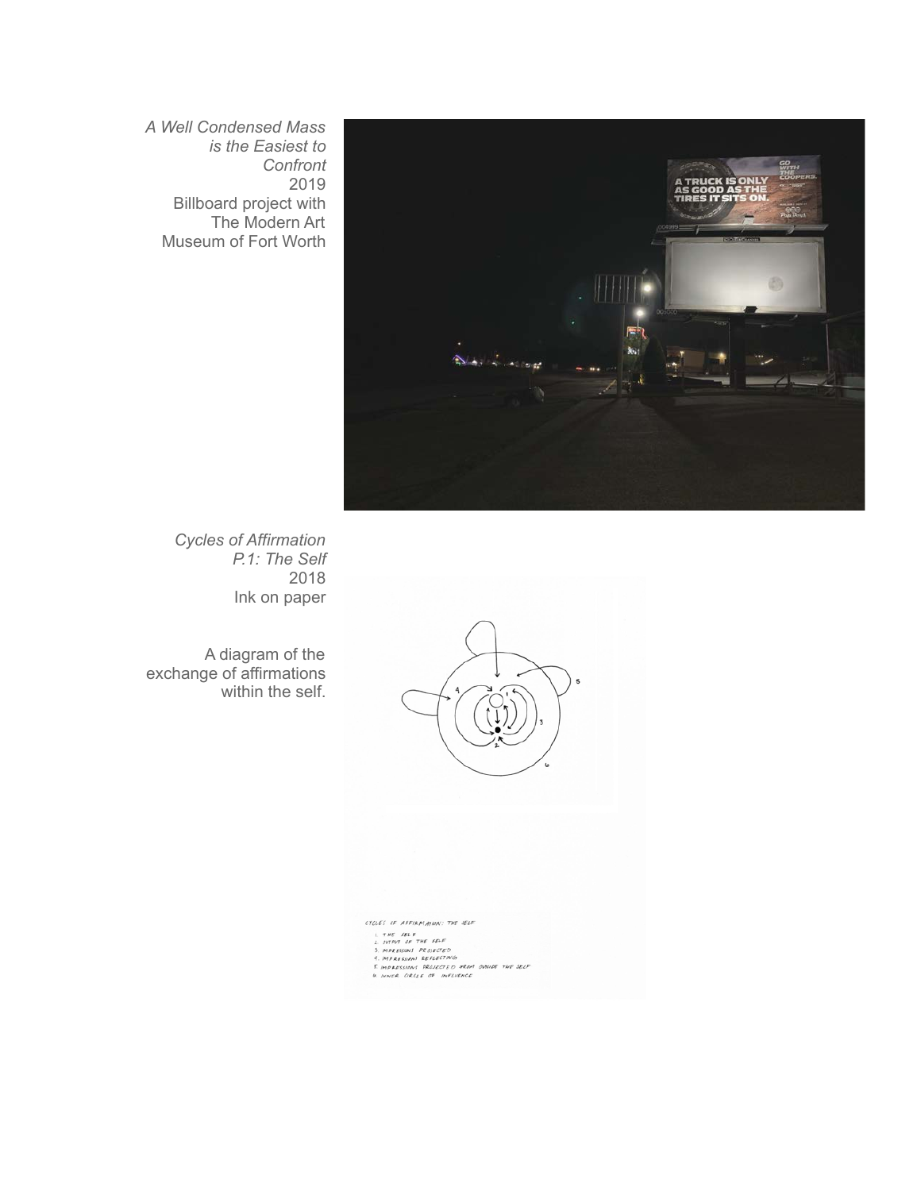*A Well Condensed Mass is the Easiest to Confront*
2019
Billboard project with The Modern Art Museum of Fort Worth

*Cycles of Affirmation P.1: The Self*
2018
Ink on paper

A diagram of the exchange of affirmations within the self.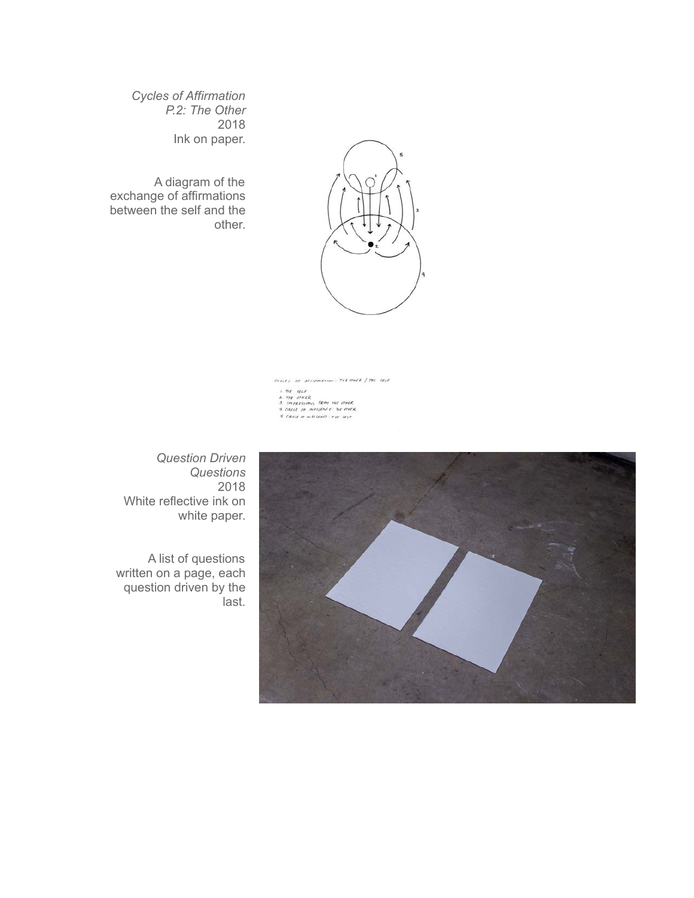*Cycles of Affirmation P.2: The Other*
2018
Ink on paper.

A diagram of the exchange of affirmations between the self and the other.

CYCLES OF AFFIRMATION: THE OTHER / THE SELF

1. THE SELF
2. THE OTHER
3. IMPRESSIONS FROM THE OTHER
4. CIRCLE OF INFLUENCE: THE OTHER
5. CIRCLE OF INFLUENCE: THE SELF

*Question Driven Questions*
2018
White reflective ink on white paper.

A list of questions written on a page, each question driven by the last.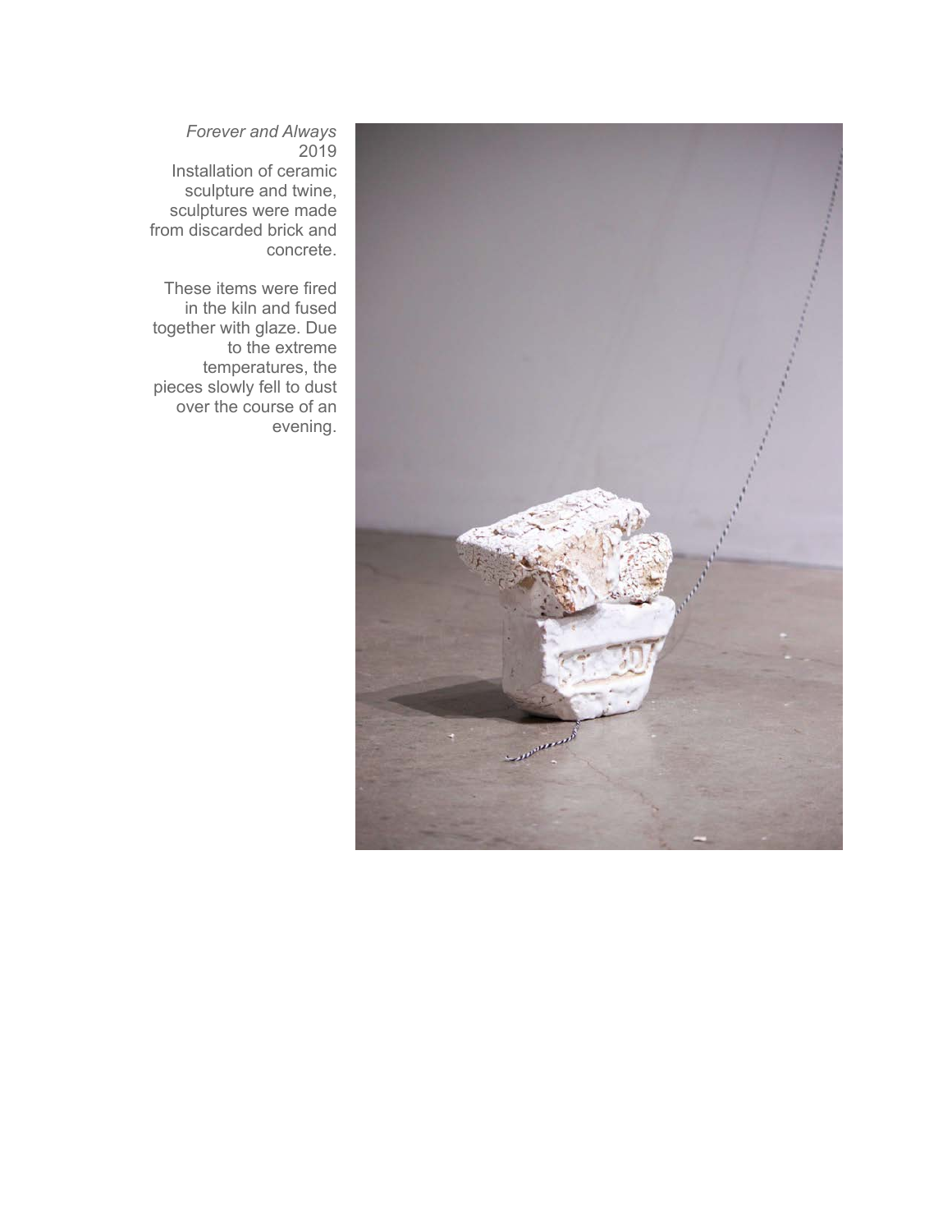*Forever and Always*
2019
Installation of ceramic sculpture and twine, sculptures were made from discarded brick and concrete.

These items were fired in the kiln and fused together with glaze. Due to the extreme temperatures, the pieces slowly fell to dust over the course of an evening.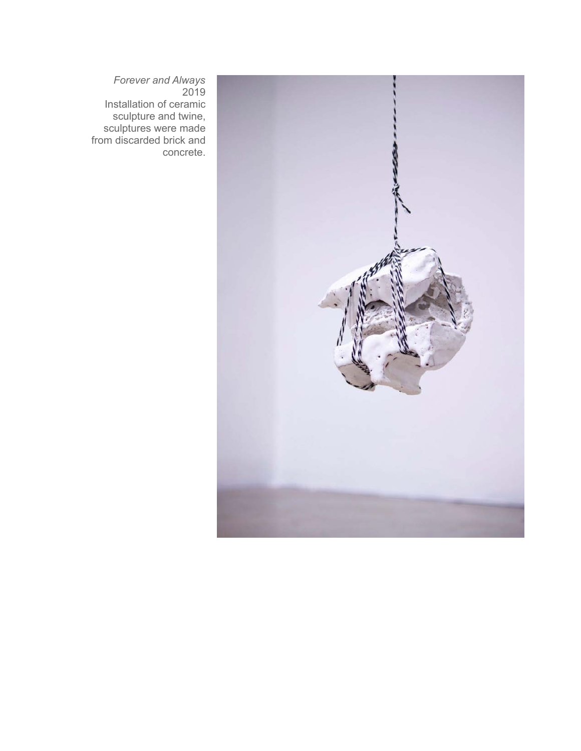*Forever and Always*
2019
Installation of ceramic sculpture and twine, sculptures were made from discarded brick and concrete.